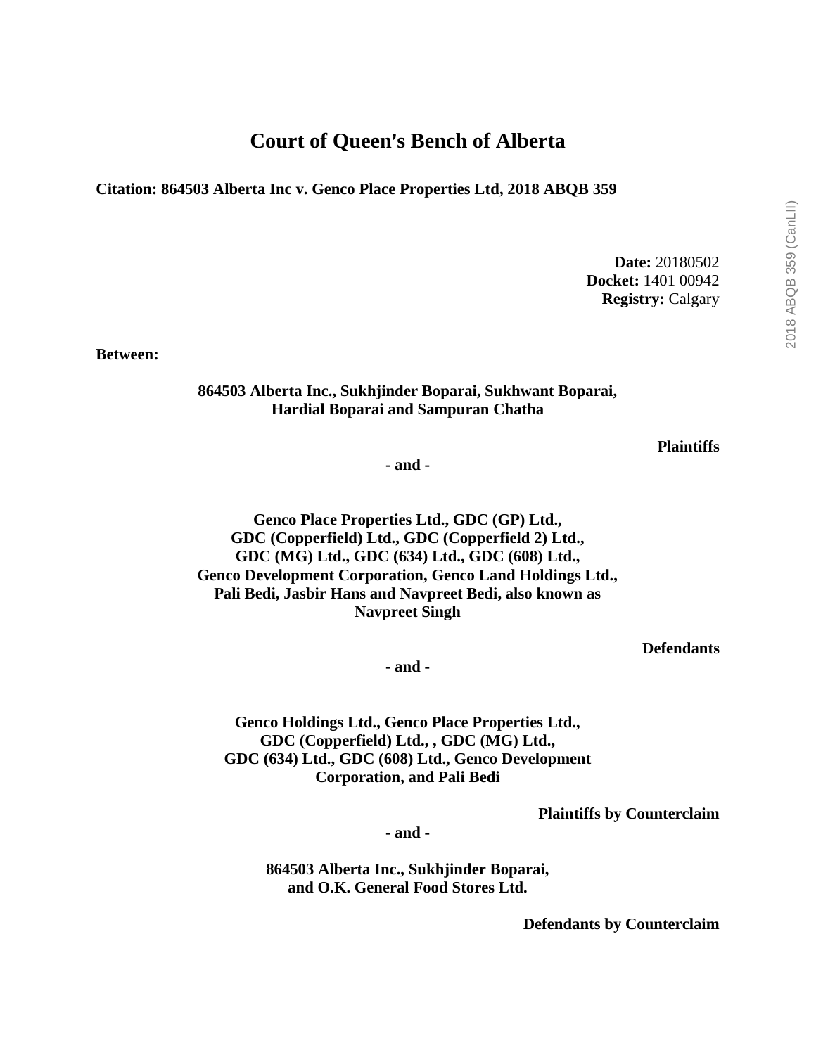# Court of Queen's Bench of Alberta

**Citation: 864503 Alberta Inc v. Genco Place Properties Ltd, 2018 ABQB 359**

**Date:** 20180502
**Docket:** 1401 00942
**Registry:** Calgary

**Between:**

**864503 Alberta Inc., Sukhjinder Boparai, Sukhwant Boparai, Hardial Boparai and Sampuran Chatha**

**Plaintiffs**

**- and -**

**Genco Place Properties Ltd., GDC (GP) Ltd., GDC (Copperfield) Ltd., GDC (Copperfield 2) Ltd., GDC (MG) Ltd., GDC (634) Ltd., GDC (608) Ltd., Genco Development Corporation, Genco Land Holdings Ltd., Pali Bedi, Jasbir Hans and Navpreet Bedi, also known as Navpreet Singh**

**Defendants**

**- and -**

**Genco Holdings Ltd., Genco Place Properties Ltd., GDC (Copperfield) Ltd., , GDC (MG) Ltd., GDC (634) Ltd., GDC (608) Ltd., Genco Development Corporation, and Pali Bedi**

**Plaintiffs by Counterclaim**

**- and -**

**864503 Alberta Inc., Sukhjinder Boparai, and O.K. General Food Stores Ltd.**

**Defendants by Counterclaim**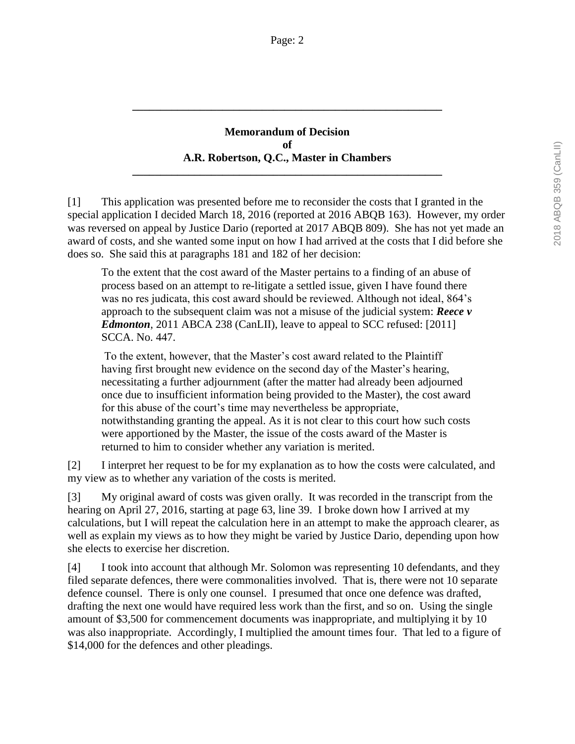---

**Memorandum of Decision**
**of**
**A.R. Robertson, Q.C., Master in Chambers**

---

[1] This application was presented before me to reconsider the costs that I granted in the special application I decided March 18, 2016 (reported at 2016 ABQB 163). However, my order was reversed on appeal by Justice Dario (reported at 2017 ABQB 809). She has not yet made an award of costs, and she wanted some input on how I had arrived at the costs that I did before she does so. She said this at paragraphs 181 and 182 of her decision:

> To the extent that the cost award of the Master pertains to a finding of an abuse of process based on an attempt to re-litigate a settled issue, given I have found there was no res judicata, this cost award should be reviewed. Although not ideal, 864's approach to the subsequent claim was not a misuse of the judicial system: ***Reece v Edmonton***, 2011 ABCA 238 (CanLII), leave to appeal to SCC refused: [2011] SCCA. No. 447.
>
> To the extent, however, that the Master's cost award related to the Plaintiff having first brought new evidence on the second day of the Master's hearing, necessitating a further adjournment (after the matter had already been adjourned once due to insufficient information being provided to the Master), the cost award for this abuse of the court's time may nevertheless be appropriate, notwithstanding granting the appeal. As it is not clear to this court how such costs were apportioned by the Master, the issue of the costs award of the Master is returned to him to consider whether any variation is merited.

[2] I interpret her request to be for my explanation as to how the costs were calculated, and my view as to whether any variation of the costs is merited.

[3] My original award of costs was given orally. It was recorded in the transcript from the hearing on April 27, 2016, starting at page 63, line 39. I broke down how I arrived at my calculations, but I will repeat the calculation here in an attempt to make the approach clearer, as well as explain my views as to how they might be varied by Justice Dario, depending upon how she elects to exercise her discretion.

[4] I took into account that although Mr. Solomon was representing 10 defendants, and they filed separate defences, there were commonalities involved. That is, there were not 10 separate defence counsel. There is only one counsel. I presumed that once one defence was drafted, drafting the next one would have required less work than the first, and so on. Using the single amount of $3,500 for commencement documents was inappropriate, and multiplying it by 10 was also inappropriate. Accordingly, I multiplied the amount times four. That led to a figure of $14,000 for the defences and other pleadings.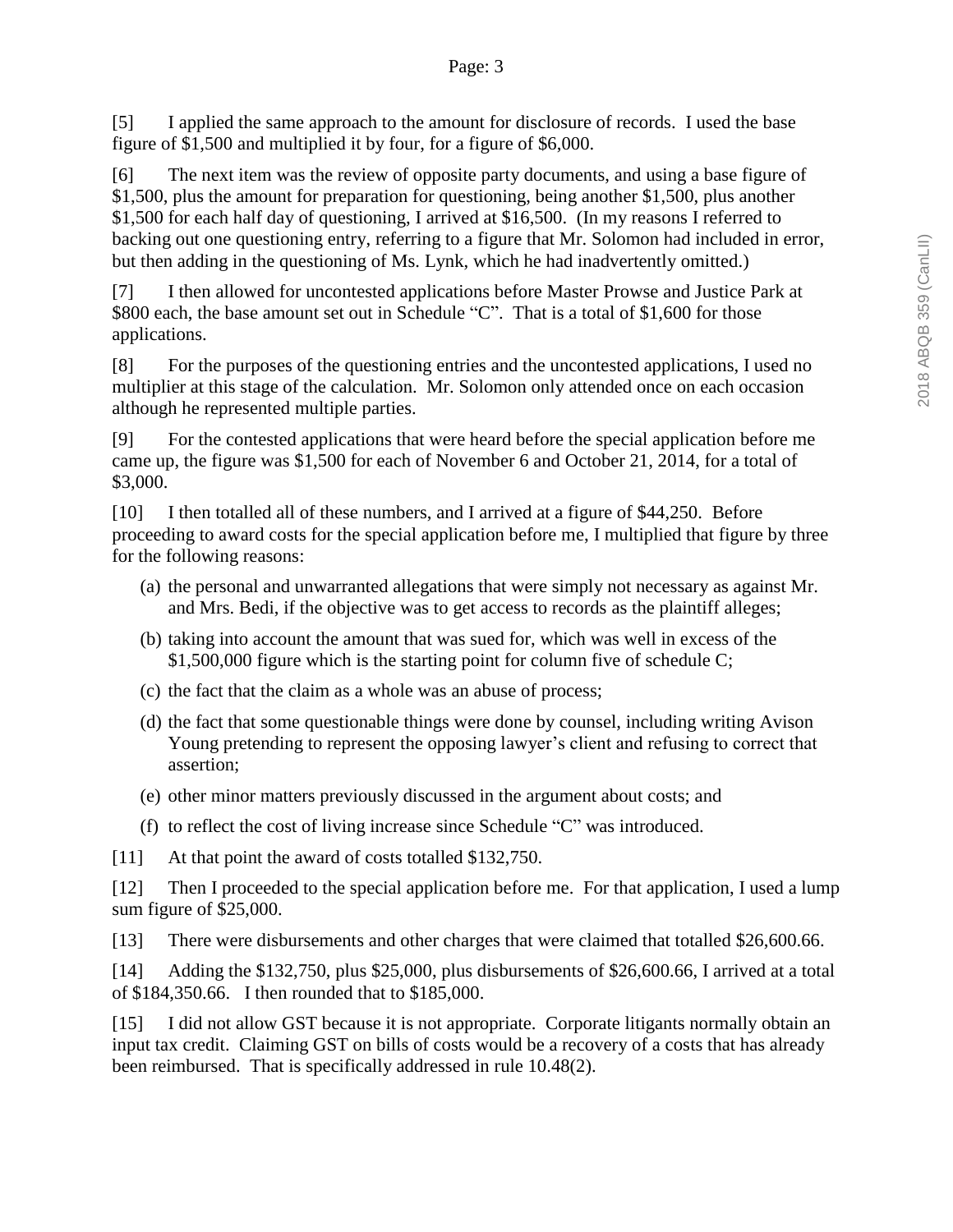[5] I applied the same approach to the amount for disclosure of records. I used the base figure of $1,500 and multiplied it by four, for a figure of $6,000.

[6] The next item was the review of opposite party documents, and using a base figure of $1,500, plus the amount for preparation for questioning, being another $1,500, plus another $1,500 for each half day of questioning, I arrived at $16,500. (In my reasons I referred to backing out one questioning entry, referring to a figure that Mr. Solomon had included in error, but then adding in the questioning of Ms. Lynk, which he had inadvertently omitted.)

[7] I then allowed for uncontested applications before Master Prowse and Justice Park at $800 each, the base amount set out in Schedule "C". That is a total of $1,600 for those applications.

[8] For the purposes of the questioning entries and the uncontested applications, I used no multiplier at this stage of the calculation. Mr. Solomon only attended once on each occasion although he represented multiple parties.

[9] For the contested applications that were heard before the special application before me came up, the figure was $1,500 for each of November 6 and October 21, 2014, for a total of $3,000.

[10] I then totalled all of these numbers, and I arrived at a figure of $44,250. Before proceeding to award costs for the special application before me, I multiplied that figure by three for the following reasons:

(a) the personal and unwarranted allegations that were simply not necessary as against Mr. and Mrs. Bedi, if the objective was to get access to records as the plaintiff alleges;

(b) taking into account the amount that was sued for, which was well in excess of the $1,500,000 figure which is the starting point for column five of schedule C;

(c) the fact that the claim as a whole was an abuse of process;

(d) the fact that some questionable things were done by counsel, including writing Avison Young pretending to represent the opposing lawyer's client and refusing to correct that assertion;

(e) other minor matters previously discussed in the argument about costs; and

(f) to reflect the cost of living increase since Schedule "C" was introduced.

[11] At that point the award of costs totalled $132,750.

[12] Then I proceeded to the special application before me. For that application, I used a lump sum figure of $25,000.

[13] There were disbursements and other charges that were claimed that totalled $26,600.66.

[14] Adding the $132,750, plus $25,000, plus disbursements of $26,600.66, I arrived at a total of $184,350.66. I then rounded that to $185,000.

[15] I did not allow GST because it is not appropriate. Corporate litigants normally obtain an input tax credit. Claiming GST on bills of costs would be a recovery of a costs that has already been reimbursed. That is specifically addressed in rule 10.48(2).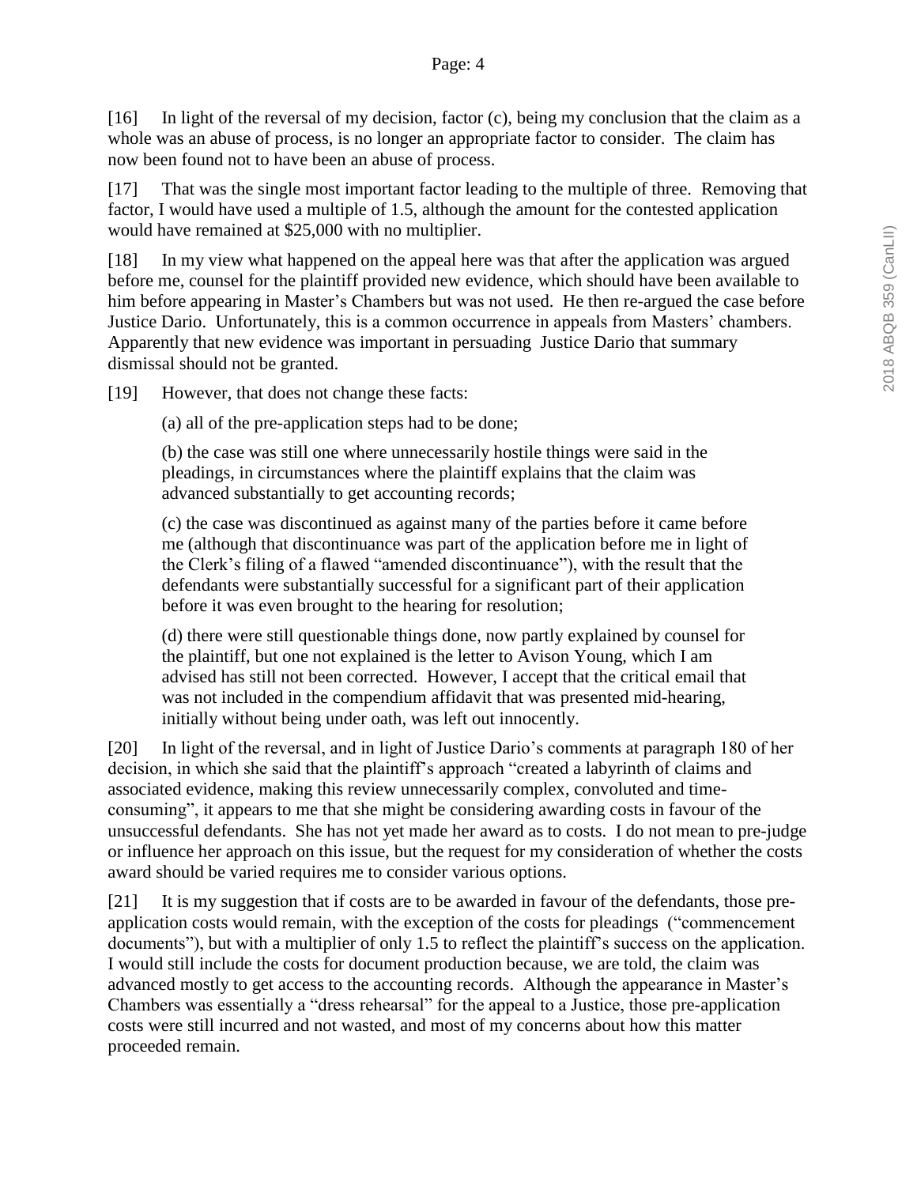[16] In light of the reversal of my decision, factor (c), being my conclusion that the claim as a whole was an abuse of process, is no longer an appropriate factor to consider. The claim has now been found not to have been an abuse of process.

[17] That was the single most important factor leading to the multiple of three. Removing that factor, I would have used a multiple of 1.5, although the amount for the contested application would have remained at $25,000 with no multiplier.

[18] In my view what happened on the appeal here was that after the application was argued before me, counsel for the plaintiff provided new evidence, which should have been available to him before appearing in Master's Chambers but was not used. He then re-argued the case before Justice Dario. Unfortunately, this is a common occurrence in appeals from Masters' chambers. Apparently that new evidence was important in persuading Justice Dario that summary dismissal should not be granted.

[19] However, that does not change these facts:

(a) all of the pre-application steps had to be done;

(b) the case was still one where unnecessarily hostile things were said in the pleadings, in circumstances where the plaintiff explains that the claim was advanced substantially to get accounting records;

(c) the case was discontinued as against many of the parties before it came before me (although that discontinuance was part of the application before me in light of the Clerk's filing of a flawed "amended discontinuance"), with the result that the defendants were substantially successful for a significant part of their application before it was even brought to the hearing for resolution;

(d) there were still questionable things done, now partly explained by counsel for the plaintiff, but one not explained is the letter to Avison Young, which I am advised has still not been corrected. However, I accept that the critical email that was not included in the compendium affidavit that was presented mid-hearing, initially without being under oath, was left out innocently.

[20] In light of the reversal, and in light of Justice Dario's comments at paragraph 180 of her decision, in which she said that the plaintiff's approach "created a labyrinth of claims and associated evidence, making this review unnecessarily complex, convoluted and time-consuming", it appears to me that she might be considering awarding costs in favour of the unsuccessful defendants. She has not yet made her award as to costs. I do not mean to pre-judge or influence her approach on this issue, but the request for my consideration of whether the costs award should be varied requires me to consider various options.

[21] It is my suggestion that if costs are to be awarded in favour of the defendants, those pre-application costs would remain, with the exception of the costs for pleadings ("commencement documents"), but with a multiplier of only 1.5 to reflect the plaintiff's success on the application. I would still include the costs for document production because, we are told, the claim was advanced mostly to get access to the accounting records. Although the appearance in Master's Chambers was essentially a "dress rehearsal" for the appeal to a Justice, those pre-application costs were still incurred and not wasted, and most of my concerns about how this matter proceeded remain.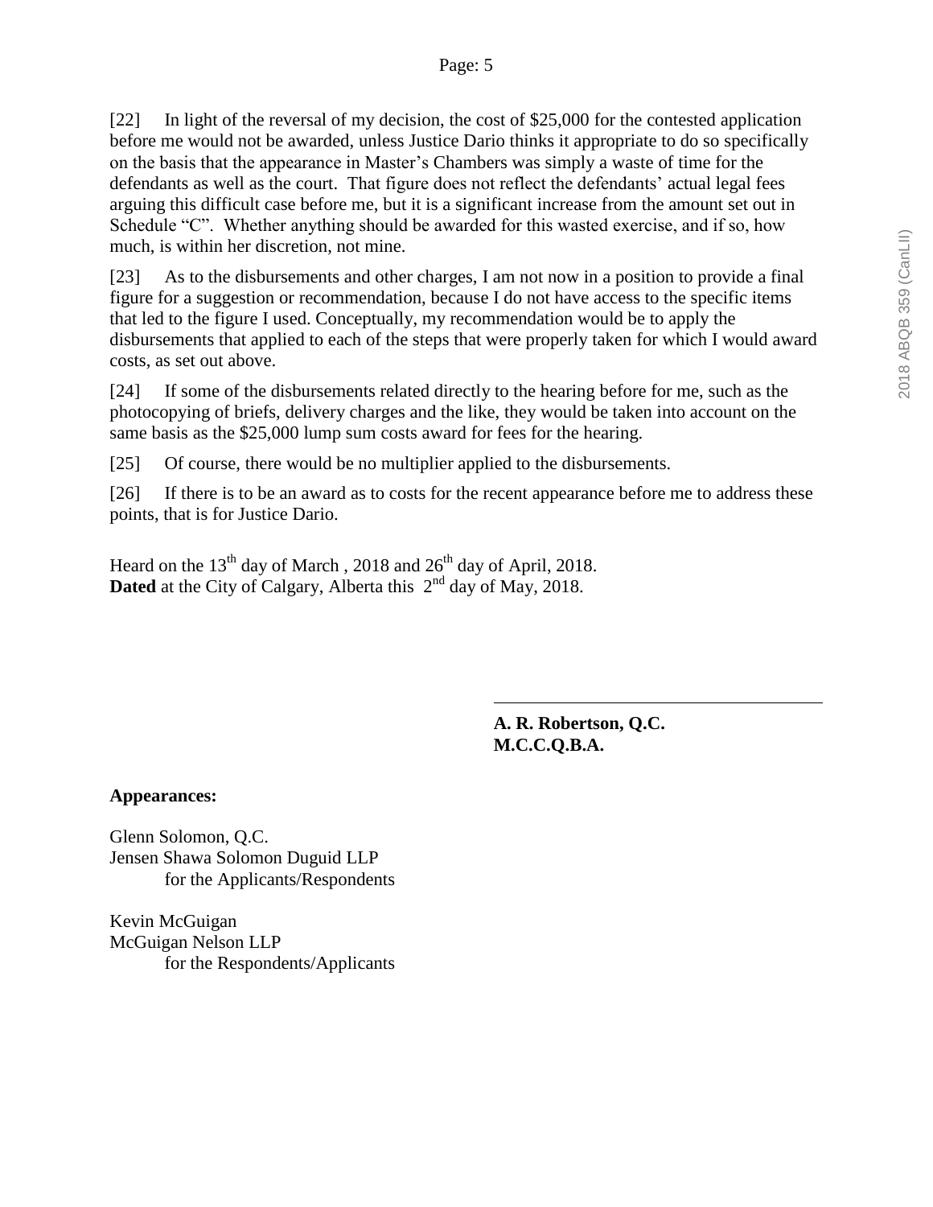[22] In light of the reversal of my decision, the cost of $25,000 for the contested application before me would not be awarded, unless Justice Dario thinks it appropriate to do so specifically on the basis that the appearance in Master's Chambers was simply a waste of time for the defendants as well as the court. That figure does not reflect the defendants' actual legal fees arguing this difficult case before me, but it is a significant increase from the amount set out in Schedule "C". Whether anything should be awarded for this wasted exercise, and if so, how much, is within her discretion, not mine.

[23] As to the disbursements and other charges, I am not now in a position to provide a final figure for a suggestion or recommendation, because I do not have access to the specific items that led to the figure I used. Conceptually, my recommendation would be to apply the disbursements that applied to each of the steps that were properly taken for which I would award costs, as set out above.

[24] If some of the disbursements related directly to the hearing before for me, such as the photocopying of briefs, delivery charges and the like, they would be taken into account on the same basis as the $25,000 lump sum costs award for fees for the hearing.

[25] Of course, there would be no multiplier applied to the disbursements.

[26] If there is to be an award as to costs for the recent appearance before me to address these points, that is for Justice Dario.

Heard on the 13th day of March , 2018 and 26th day of April, 2018.
**Dated** at the City of Calgary, Alberta this 2nd day of May, 2018.

**A. R. Robertson, Q.C.**
**M.C.C.Q.B.A.**

**Appearances:**

Glenn Solomon, Q.C.
Jensen Shawa Solomon Duguid LLP
for the Applicants/Respondents

Kevin McGuigan
McGuigan Nelson LLP
for the Respondents/Applicants